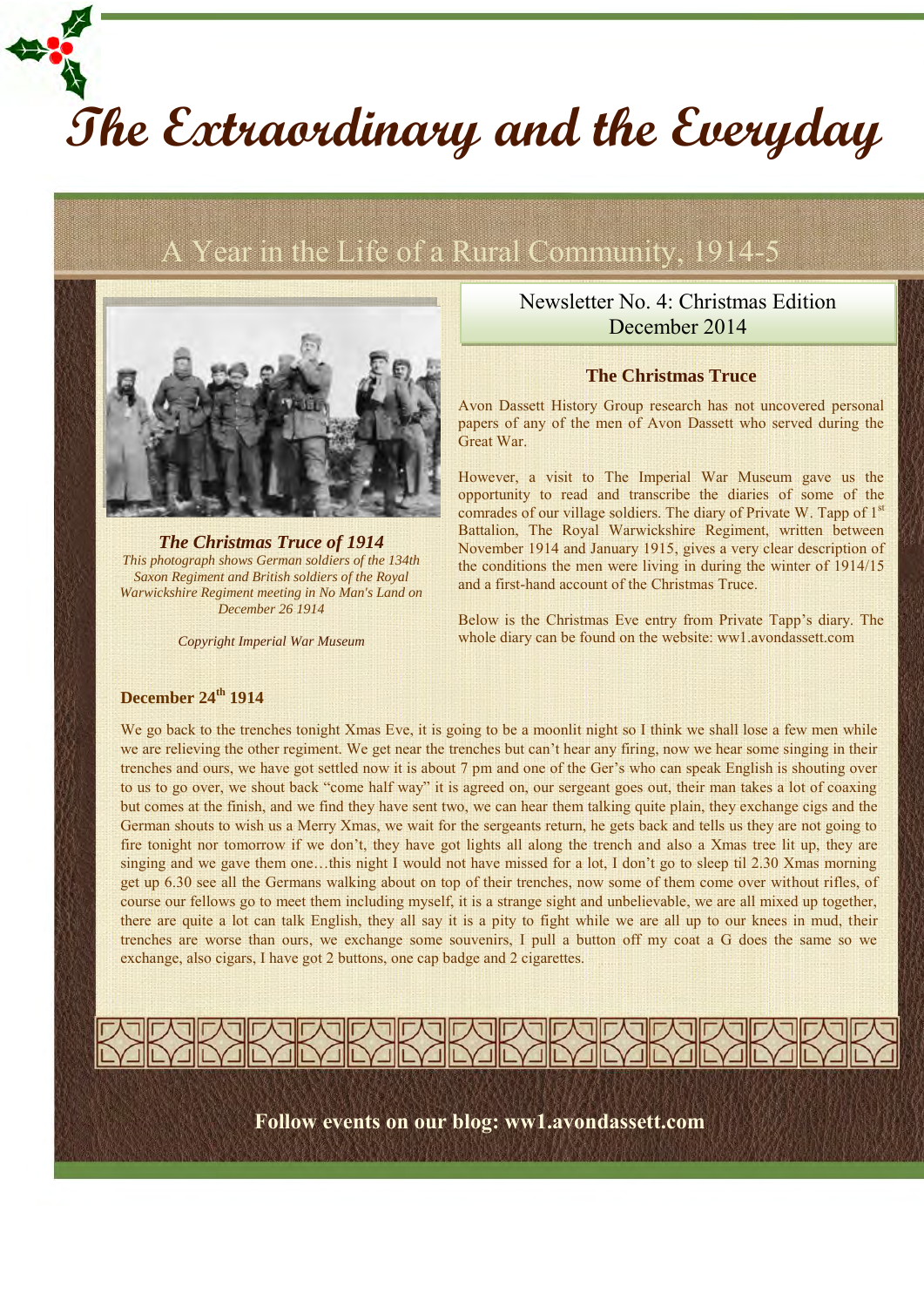# The Extraordinary and the Everyday

## A Year in the Life of a Rural Community, 1914-5

***The Christmas Truce of 1914***

*This photograph shows German soldiers of the 134th Saxon Regiment and British soldiers of the Royal Warwickshire Regiment meeting in No Man's Land on December 26 1914*

*Copyright Imperial War Museum*

Newsletter No. 4: Christmas Edition
December 2014

### The Christmas Truce

Avon Dassett History Group research has not uncovered personal papers of any of the men of Avon Dassett who served during the Great War.

However, a visit to The Imperial War Museum gave us the opportunity to read and transcribe the diaries of some of the comrades of our village soldiers. The diary of Private W. Tapp of 1st Battalion, The Royal Warwickshire Regiment, written between November 1914 and January 1915, gives a very clear description of the conditions the men were living in during the winter of 1914/15 and a first-hand account of the Christmas Truce.

Below is the Christmas Eve entry from Private Tapp's diary. The whole diary can be found on the website: ww1.avondassett.com

### December 24th 1914

We go back to the trenches tonight Xmas Eve, it is going to be a moonlit night so I think we shall lose a few men while we are relieving the other regiment. We get near the trenches but can't hear any firing, now we hear some singing in their trenches and ours, we have got settled now it is about 7 pm and one of the Ger's who can speak English is shouting over to us to go over, we shout back "come half way" it is agreed on, our sergeant goes out, their man takes a lot of coaxing but comes at the finish, and we find they have sent two, we can hear them talking quite plain, they exchange cigs and the German shouts to wish us a Merry Xmas, we wait for the sergeants return, he gets back and tells us they are not going to fire tonight nor tomorrow if we don't, they have got lights all along the trench and also a Xmas tree lit up, they are singing and we gave them one…this night I would not have missed for a lot, I don't go to sleep til 2.30 Xmas morning get up 6.30 see all the Germans walking about on top of their trenches, now some of them come over without rifles, of course our fellows go to meet them including myself, it is a strange sight and unbelievable, we are all mixed up together, there are quite a lot can talk English, they all say it is a pity to fight while we are all up to our knees in mud, their trenches are worse than ours, we exchange some souvenirs, I pull a button off my coat a G does the same so we exchange, also cigars, I have got 2 buttons, one cap badge and 2 cigarettes.

**Follow events on our blog: ww1.avondassett.com**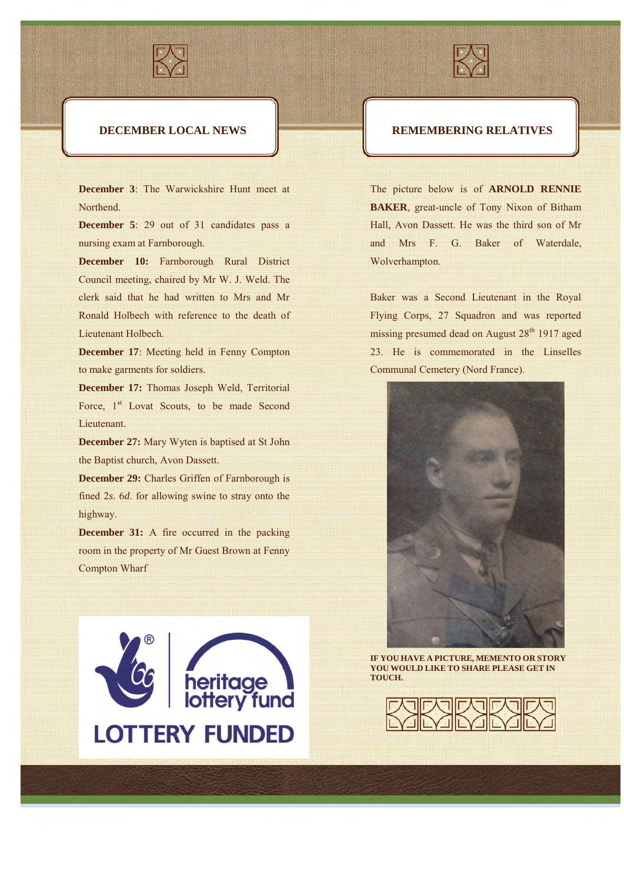## DECEMBER LOCAL NEWS

**December 3**: The Warwickshire Hunt meet at Northend.

**December 5**: 29 out of 31 candidates pass a nursing exam at Farnborough.

**December 10:** Farnborough Rural District Council meeting, chaired by Mr W. J. Weld. The clerk said that he had written to Mrs and Mr Ronald Holbech with reference to the death of Lieutenant Holbech.

**December 17**: Meeting held in Fenny Compton to make garments for soldiers.

**December 17:** Thomas Joseph Weld, Territorial Force, 1st Lovat Scouts, to be made Second Lieutenant.

**December 27:** Mary Wyten is baptised at St John the Baptist church, Avon Dassett.

**December 29:** Charles Griffen of Farnborough is fined 2*s*. 6*d*. for allowing swine to stray onto the highway.

**December 31:** A fire occurred in the packing room in the property of Mr Guest Brown at Fenny Compton Wharf

heritage lottery fund

LOTTERY FUNDED

## REMEMBERING RELATIVES

The picture below is of **ARNOLD RENNIE BAKER**, great-uncle of Tony Nixon of Bitham Hall, Avon Dassett. He was the third son of Mr and Mrs F. G. Baker of Waterdale, Wolverhampton.

Baker was a Second Lieutenant in the Royal Flying Corps, 27 Squadron and was reported missing presumed dead on August 28th 1917 aged 23. He is commemorated in the Linselles Communal Cemetery (Nord France).

**IF YOU HAVE A PICTURE, MEMENTO OR STORY YOU WOULD LIKE TO SHARE PLEASE GET IN TOUCH.**